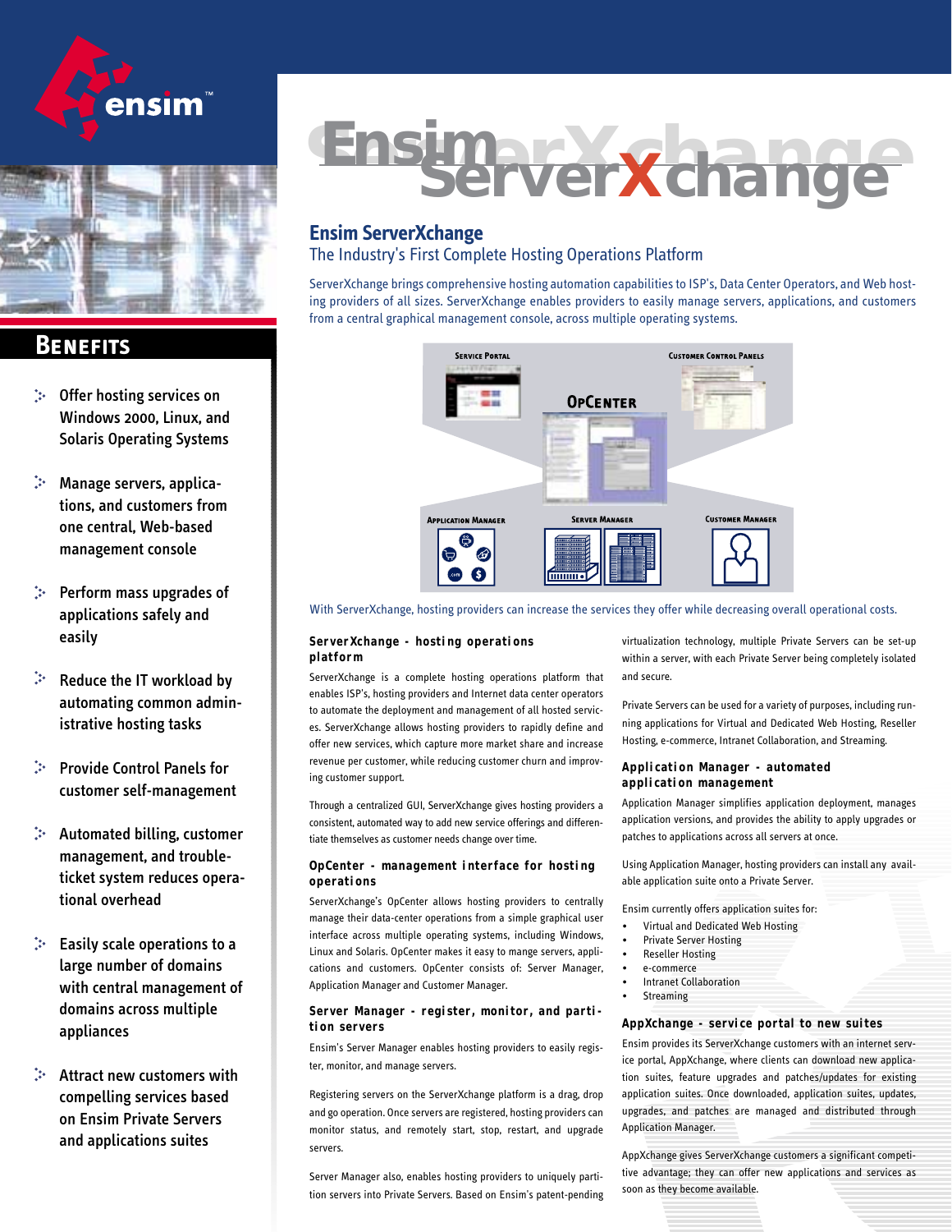# Ensim ServerXchange

## Ensim ServerXchange

The Industry's First Complete Hosting Operations Platform

ServerXchange brings comprehensive hosting automation capabilities to ISP's, Data Center Operators, and Web hosting providers of all sizes. ServerXchange enables providers to easily manage servers, applications, and customers from a central graphical management console, across multiple operating systems.

Service Portal | Customer Control Panels | OpCenter | Application Manager | Server Manager | Customer Manager

With ServerXchange, hosting providers can increase the services they offer while decreasing overall operational costs.

## Benefits

- Offer hosting services on Windows 2000, Linux, and Solaris Operating Systems
- Manage servers, applications, and customers from one central, Web-based management console
- Perform mass upgrades of applications safely and easily
- Reduce the IT workload by automating common administrative hosting tasks
- Provide Control Panels for customer self-management
- Automated billing, customer management, and trouble-ticket system reduces operational overhead
- Easily scale operations to a large number of domains with central management of domains across multiple appliances
- Attract new customers with compelling services based on Ensim Private Servers and applications suites

### ServerXchange - hosting operations platform

ServerXchange is a complete hosting operations platform that enables ISP's, hosting providers and Internet data center operators to automate the deployment and management of all hosted services. ServerXchange allows hosting providers to rapidly define and offer new services, which capture more market share and increase revenue per customer, while reducing customer churn and improving customer support.

Through a centralized GUI, ServerXchange gives hosting providers a consistent, automated way to add new service offerings and differentiate themselves as customer needs change over time.

### OpCenter - management interface for hosting operations

ServerXchange's OpCenter allows hosting providers to centrally manage their data-center operations from a simple graphical user interface across multiple operating systems, including Windows, Linux and Solaris. OpCenter makes it easy to mange servers, applications and customers. OpCenter consists of: Server Manager, Application Manager and Customer Manager.

### Server Manager - register, monitor, and partition servers

Ensim's Server Manager enables hosting providers to easily register, monitor, and manage servers.

Registering servers on the ServerXchange platform is a drag, drop and go operation. Once servers are registered, hosting providers can monitor status, and remotely start, stop, restart, and upgrade servers.

Server Manager also, enables hosting providers to uniquely partition servers into Private Servers. Based on Ensim's patent-pending virtualization technology, multiple Private Servers can be set-up within a server, with each Private Server being completely isolated and secure.

Private Servers can be used for a variety of purposes, including running applications for Virtual and Dedicated Web Hosting, Reseller Hosting, e-commerce, Intranet Collaboration, and Streaming.

### Application Manager - automated application management

Application Manager simplifies application deployment, manages application versions, and provides the ability to apply upgrades or patches to applications across all servers at once.

Using Application Manager, hosting providers can install any available application suite onto a Private Server.

Ensim currently offers application suites for:

- Virtual and Dedicated Web Hosting
- Private Server Hosting
- Reseller Hosting
- e-commerce
- Intranet Collaboration
- Streaming

### AppXchange - service portal to new suites

Ensim provides its ServerXchange customers with an internet service portal, AppXchange, where clients can download new application suites, feature upgrades and patches/updates for existing application suites. Once downloaded, application suites, updates, upgrades, and patches are managed and distributed through Application Manager.

AppXchange gives ServerXchange customers a significant competitive advantage; they can offer new applications and services as soon as they become available.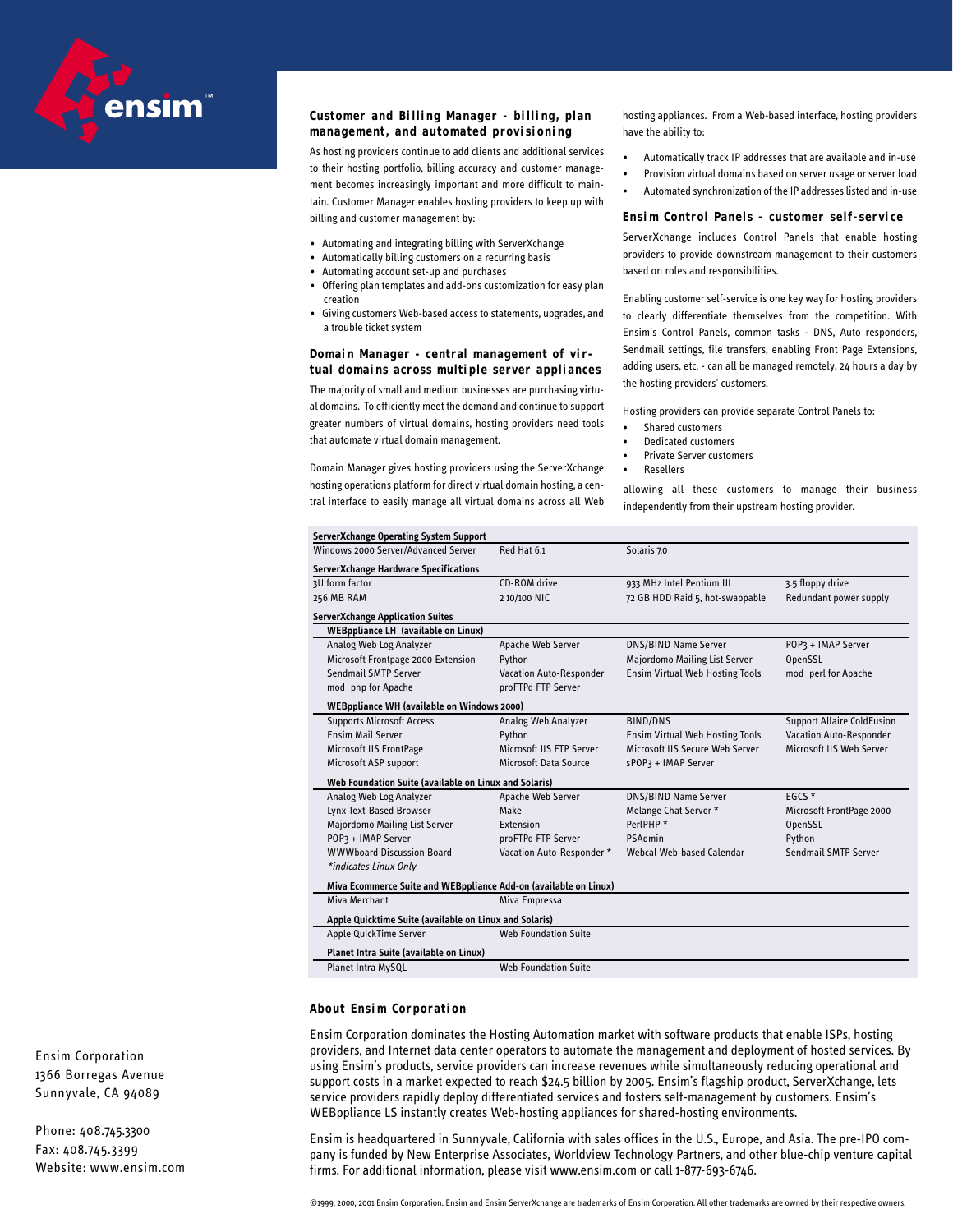### Customer and Billing Manager - billing, plan management, and automated provisioning

As hosting providers continue to add clients and additional services to their hosting portfolio, billing accuracy and customer management becomes increasingly important and more difficult to maintain. Customer Manager enables hosting providers to keep up with billing and customer management by:

- Automating and integrating billing with ServerXchange
- Automatically billing customers on a recurring basis
- Automating account set-up and purchases
- Offering plan templates and add-ons customization for easy plan creation
- Giving customers Web-based access to statements, upgrades, and a trouble ticket system

### Domain Manager - central management of virtual domains across multiple server appliances

The majority of small and medium businesses are purchasing virtual domains. To efficiently meet the demand and continue to support greater numbers of virtual domains, hosting providers need tools that automate virtual domain management.

Domain Manager gives hosting providers using the ServerXchange hosting operations platform for direct virtual domain hosting, a central interface to easily manage all virtual domains across all Web hosting appliances. From a Web-based interface, hosting providers have the ability to:

- Automatically track IP addresses that are available and in-use
- Provision virtual domains based on server usage or server load
- Automated synchronization of the IP addresses listed and in-use

### Ensim Control Panels - customer self-service

ServerXchange includes Control Panels that enable hosting providers to provide downstream management to their customers based on roles and responsibilities.

Enabling customer self-service is one key way for hosting providers to clearly differentiate themselves from the competition. With Ensim's Control Panels, common tasks - DNS, Auto responders, Sendmail settings, file transfers, enabling Front Page Extensions, adding users, etc. - can all be managed remotely, 24 hours a day by the hosting providers' customers.

Hosting providers can provide separate Control Panels to:

- Shared customers
- Dedicated customers
- Private Server customers
- Resellers

allowing all these customers to manage their business independently from their upstream hosting provider.

| | | | |
|---|---|---|---|
| **ServerXchange Operating System Support** | | | |
| Windows 2000 Server/Advanced Server | Red Hat 6.1 | Solaris 7.0 | |
| **ServerXchange Hardware Specifications** | | | |
| 3U form factor | CD-ROM drive | 933 MHz Intel Pentium III | 3.5 floppy drive |
| 256 MB RAM | 2 10/100 NIC | 72 GB HDD Raid 5, hot-swappable | Redundant power supply |
| **ServerXchange Application Suites** | | | |
| **WEBppliance LH (available on Linux)** | | | |
| Analog Web Log Analyzer | Apache Web Server | DNS/BIND Name Server | POP3 + IMAP Server |
| Microsoft Frontpage 2000 Extension | Python | Majordomo Mailing List Server | OpenSSL |
| Sendmail SMTP Server | Vacation Auto-Responder | Ensim Virtual Web Hosting Tools | mod_perl for Apache |
| mod_php for Apache | proFTPd FTP Server | | |
| **WEBppliance WH (available on Windows 2000)** | | | |
| Supports Microsoft Access | Analog Web Analyzer | BIND/DNS | Support Allaire ColdFusion |
| Ensim Mail Server | Python | Ensim Virtual Web Hosting Tools | Vacation Auto-Responder |
| Microsoft IIS FrontPage | Microsoft IIS FTP Server | Microsoft IIS Secure Web Server | Microsoft IIS Web Server |
| Microsoft ASP support | Microsoft Data Source | sPOP3 + IMAP Server | |
| **Web Foundation Suite (available on Linux and Solaris)** | | | |
| Analog Web Log Analyzer | Apache Web Server | DNS/BIND Name Server | EGCS * |
| Lynx Text-Based Browser | Make | Melange Chat Server * | Microsoft FrontPage 2000 |
| Majordomo Mailing List Server | Extension | PerlPHP * | OpenSSL |
| POP3 + IMAP Server | proFTPd FTP Server | PSAdmin | Python |
| WWWboard Discussion Board | Vacation Auto-Responder * | Webcal Web-based Calendar | Sendmail SMTP Server |
| *\*indicates Linux Only* | | | |
| **Miva Ecommerce Suite and WEBppliance Add-on (available on Linux)** | | | |
| Miva Merchant | Miva Empressa | | |
| **Apple Quicktime Suite (available on Linux and Solaris)** | | | |
| Apple QuickTime Server | Web Foundation Suite | | |
| **Planet Intra Suite (available on Linux)** | | | |
| Planet Intra MySQL | Web Foundation Suite | | |

### About Ensim Corporation

Ensim Corporation dominates the Hosting Automation market with software products that enable ISPs, hosting providers, and Internet data center operators to automate the management and deployment of hosted services. By using Ensim's products, service providers can increase revenues while simultaneously reducing operational and support costs in a market expected to reach $24.5 billion by 2005. Ensim's flagship product, ServerXchange, lets service providers rapidly deploy differentiated services and fosters self-management by customers. Ensim's WEBppliance LS instantly creates Web-hosting appliances for shared-hosting environments.

Ensim is headquartered in Sunnyvale, California with sales offices in the U.S., Europe, and Asia. The pre-IPO company is funded by New Enterprise Associates, Worldview Technology Partners, and other blue-chip venture capital firms. For additional information, please visit www.ensim.com or call 1-877-693-6746.

Ensim Corporation
1366 Borregas Avenue
Sunnyvale, CA 94089

Phone: 408.745.3300
Fax: 408.745.3399
Website: www.ensim.com

©1999, 2000, 2001 Ensim Corporation. Ensim and Ensim ServerXchange are trademarks of Ensim Corporation. All other trademarks are owned by their respective owners.